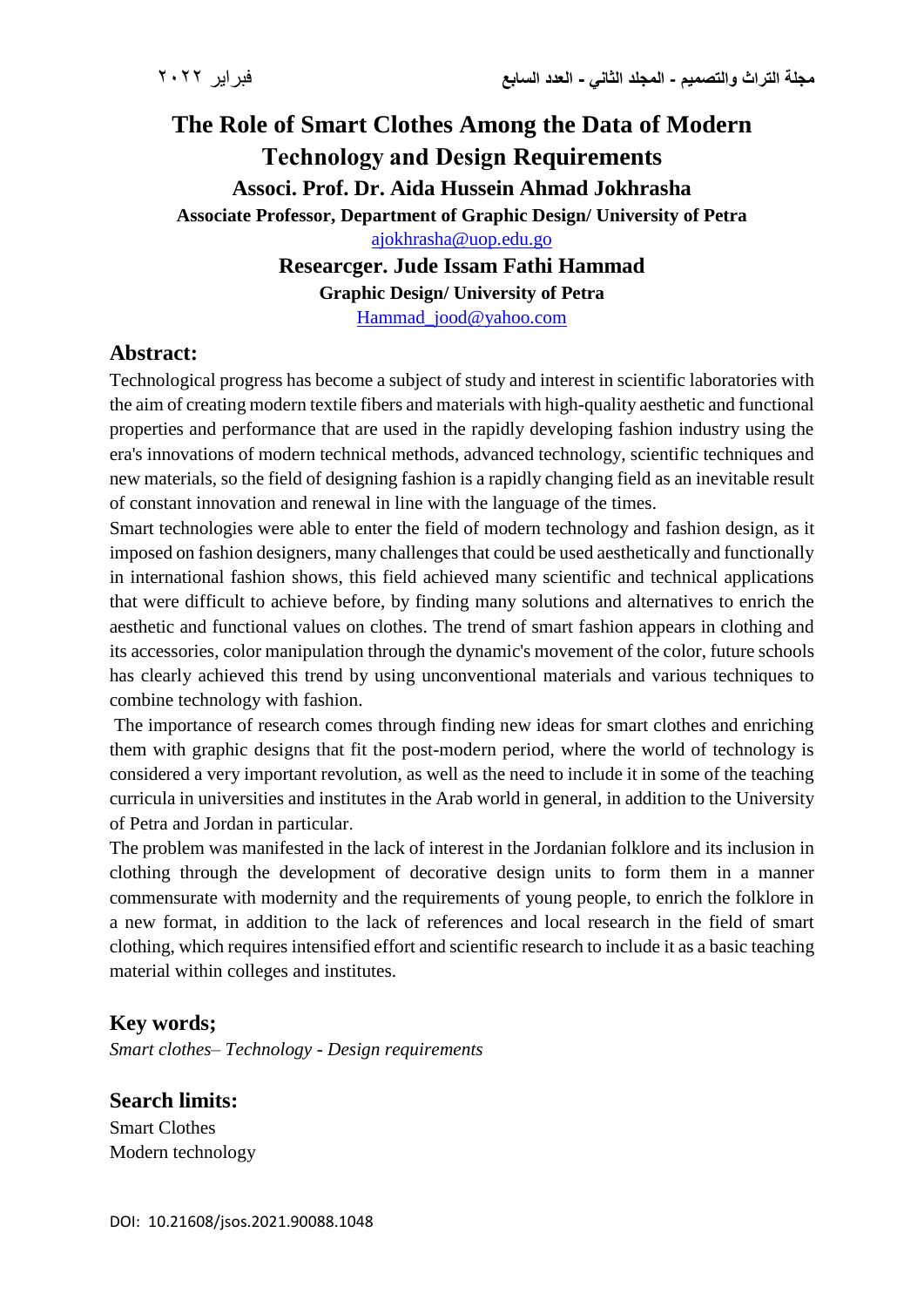# The Role of Smart Clothes Among the Data of Modern Technology and Design Requirements

**Associ. Prof. Dr. Aida Hussein Ahmad Jokhrasha**

**Associate Professor, Department of Graphic Design/ University of Petra**

ajokhrasha@uop.edu.go

**Researcger. Jude Issam Fathi Hammad**

**Graphic Design/ University of Petra**

Hammad_jood@yahoo.com

## Abstract:

Technological progress has become a subject of study and interest in scientific laboratories with the aim of creating modern textile fibers and materials with high-quality aesthetic and functional properties and performance that are used in the rapidly developing fashion industry using the era's innovations of modern technical methods, advanced technology, scientific techniques and new materials, so the field of designing fashion is a rapidly changing field as an inevitable result of constant innovation and renewal in line with the language of the times.

Smart technologies were able to enter the field of modern technology and fashion design, as it imposed on fashion designers, many challenges that could be used aesthetically and functionally in international fashion shows, this field achieved many scientific and technical applications that were difficult to achieve before, by finding many solutions and alternatives to enrich the aesthetic and functional values on clothes. The trend of smart fashion appears in clothing and its accessories, color manipulation through the dynamic's movement of the color, future schools has clearly achieved this trend by using unconventional materials and various techniques to combine technology with fashion.

The importance of research comes through finding new ideas for smart clothes and enriching them with graphic designs that fit the post-modern period, where the world of technology is considered a very important revolution, as well as the need to include it in some of the teaching curricula in universities and institutes in the Arab world in general, in addition to the University of Petra and Jordan in particular.

The problem was manifested in the lack of interest in the Jordanian folklore and its inclusion in clothing through the development of decorative design units to form them in a manner commensurate with modernity and the requirements of young people, to enrich the folklore in a new format, in addition to the lack of references and local research in the field of smart clothing, which requires intensified effort and scientific research to include it as a basic teaching material within colleges and institutes.

## Key words;

*Smart clothes– Technology - Design requirements*

## Search limits:

Smart Clothes

Modern technology

DOI: 10.21608/jsos.2021.90088.1048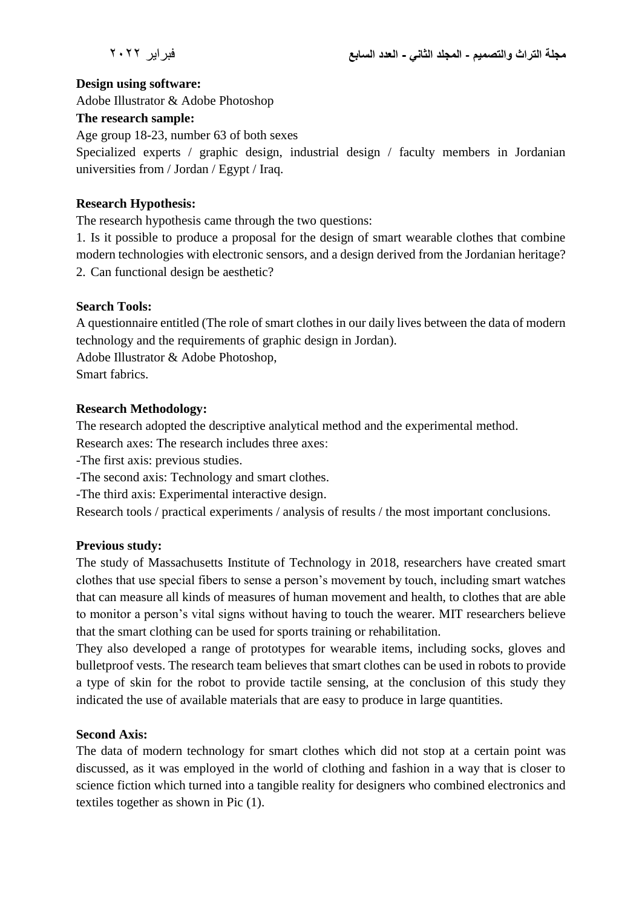**Design using software:**

Adobe Illustrator & Adobe Photoshop

**The research sample:**

Age group 18-23, number 63 of both sexes

Specialized experts / graphic design, industrial design / faculty members in Jordanian universities from / Jordan / Egypt / Iraq.

**Research Hypothesis:**

The research hypothesis came through the two questions:

1. Is it possible to produce a proposal for the design of smart wearable clothes that combine modern technologies with electronic sensors, and a design derived from the Jordanian heritage?
2. Can functional design be aesthetic?

**Search Tools:**

A questionnaire entitled (The role of smart clothes in our daily lives between the data of modern technology and the requirements of graphic design in Jordan).

Adobe Illustrator & Adobe Photoshop,

Smart fabrics.

**Research Methodology:**

The research adopted the descriptive analytical method and the experimental method.

Research axes: The research includes three axes:

-The first axis: previous studies.

-The second axis: Technology and smart clothes.

-The third axis: Experimental interactive design.

Research tools / practical experiments / analysis of results / the most important conclusions.

**Previous study:**

The study of Massachusetts Institute of Technology in 2018, researchers have created smart clothes that use special fibers to sense a person's movement by touch, including smart watches that can measure all kinds of measures of human movement and health, to clothes that are able to monitor a person's vital signs without having to touch the wearer. MIT researchers believe that the smart clothing can be used for sports training or rehabilitation.

They also developed a range of prototypes for wearable items, including socks, gloves and bulletproof vests. The research team believes that smart clothes can be used in robots to provide a type of skin for the robot to provide tactile sensing, at the conclusion of this study they indicated the use of available materials that are easy to produce in large quantities.

**Second Axis:**

The data of modern technology for smart clothes which did not stop at a certain point was discussed, as it was employed in the world of clothing and fashion in a way that is closer to science fiction which turned into a tangible reality for designers who combined electronics and textiles together as shown in Pic (1).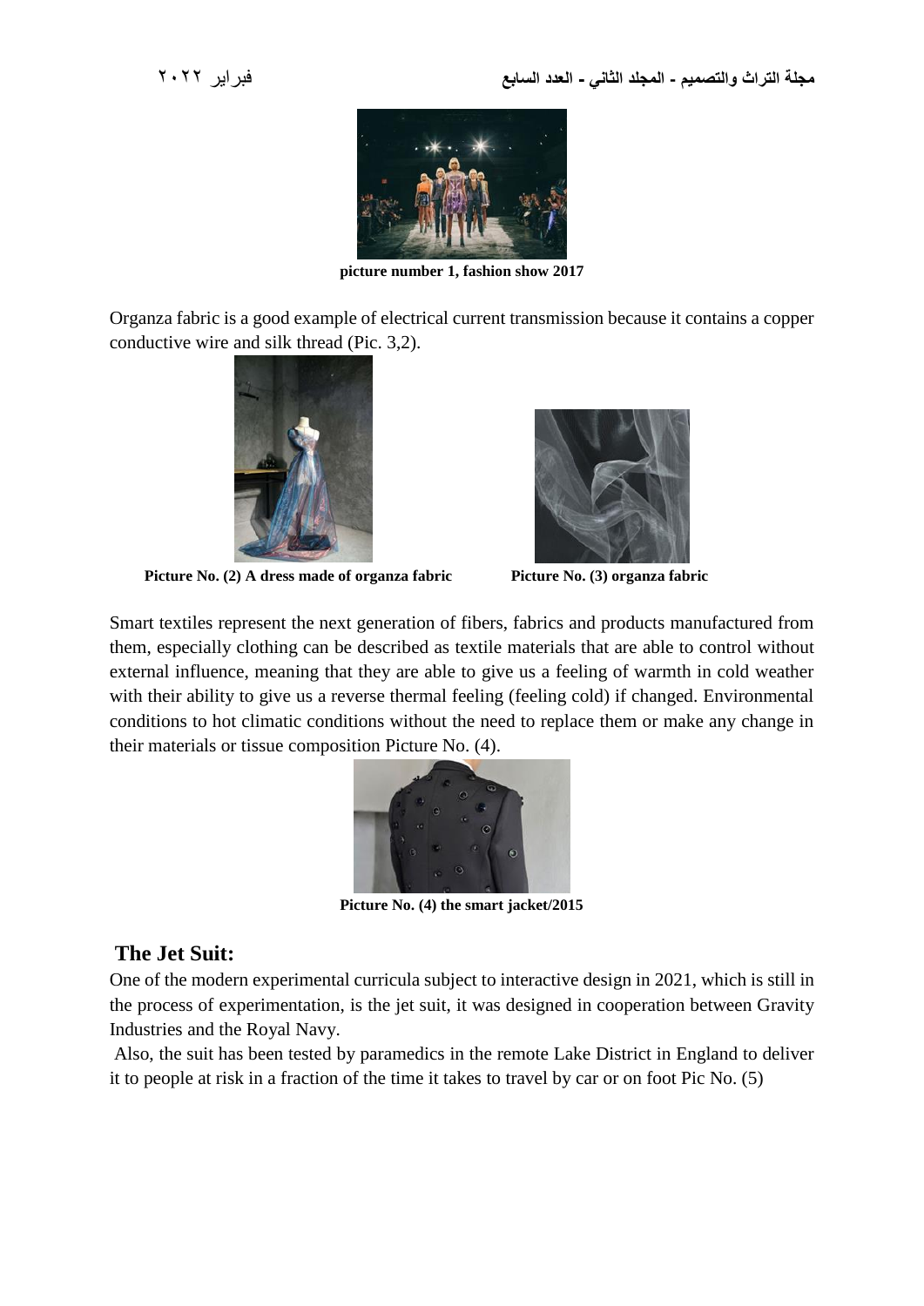picture number 1, fashion show 2017

Organza fabric is a good example of electrical current transmission because it contains a copper conductive wire and silk thread (Pic. 3,2).

**Picture No. (2) A dress made of organza fabric**

**Picture No. (3) organza fabric**

Smart textiles represent the next generation of fibers, fabrics and products manufactured from them, especially clothing can be described as textile materials that are able to control without external influence, meaning that they are able to give us a feeling of warmth in cold weather with their ability to give us a reverse thermal feeling (feeling cold) if changed. Environmental conditions to hot climatic conditions without the need to replace them or make any change in their materials or tissue composition Picture No. (4).

**Picture No. (4) the smart jacket/2015**

## The Jet Suit:

One of the modern experimental curricula subject to interactive design in 2021, which is still in the process of experimentation, is the jet suit, it was designed in cooperation between Gravity Industries and the Royal Navy.

Also, the suit has been tested by paramedics in the remote Lake District in England to deliver it to people at risk in a fraction of the time it takes to travel by car or on foot Pic No. (5)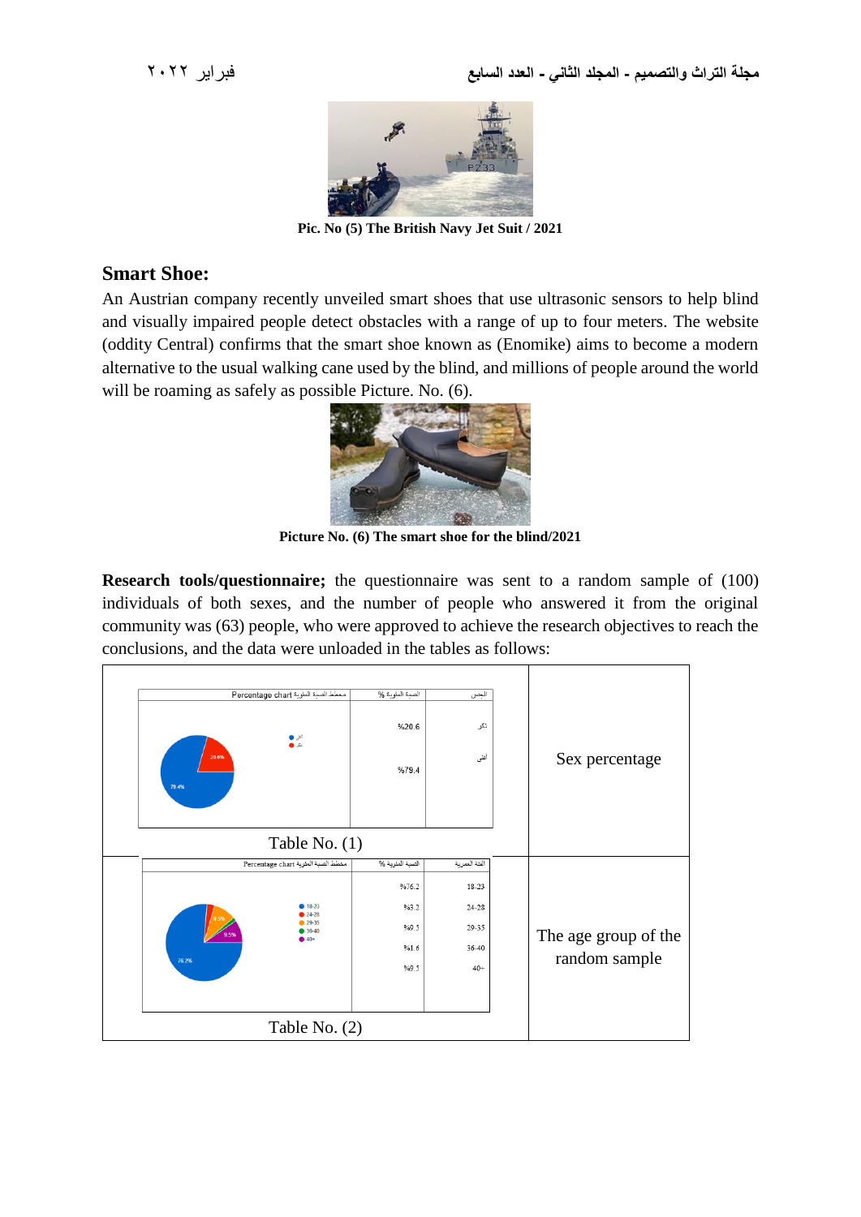Pic. No (5) The British Navy Jet Suit / 2021

## Smart Shoe:

An Austrian company recently unveiled smart shoes that use ultrasonic sensors to help blind and visually impaired people detect obstacles with a range of up to four meters. The website (oddity Central) confirms that the smart shoe known as (Enomike) aims to become a modern alternative to the usual walking cane used by the blind, and millions of people around the world will be roaming as safely as possible Picture. No. (6).

Picture No. (6) The smart shoe for the blind/2021

**Research tools/questionnaire;** the questionnaire was sent to a random sample of (100) individuals of both sexes, and the number of people who answered it from the original community was (63) people, who were approved to achieve the research objectives to reach the conclusions, and the data were unloaded in the tables as follows:

**Sex percentage**

| الجنس | النسبة المئوية % | Percentage chart مخطط النسبة المئوية |
|---|---|---|
| ذكر | %20.6 | |
| أنثى | %79.4 | |

Table No. (1)

**The age group of the random sample**

| الفئة العمرية | النسبة المئوية % | Percentage chart مخطط النسبة المئوية |
|---|---|---|
| 18-23 | %76.2 | |
| 24-28 | %3.2 | |
| 29-35 | %9.5 | |
| 36-40 | %1.6 | |
| 40+ | %9.5 | |

Table No. (2)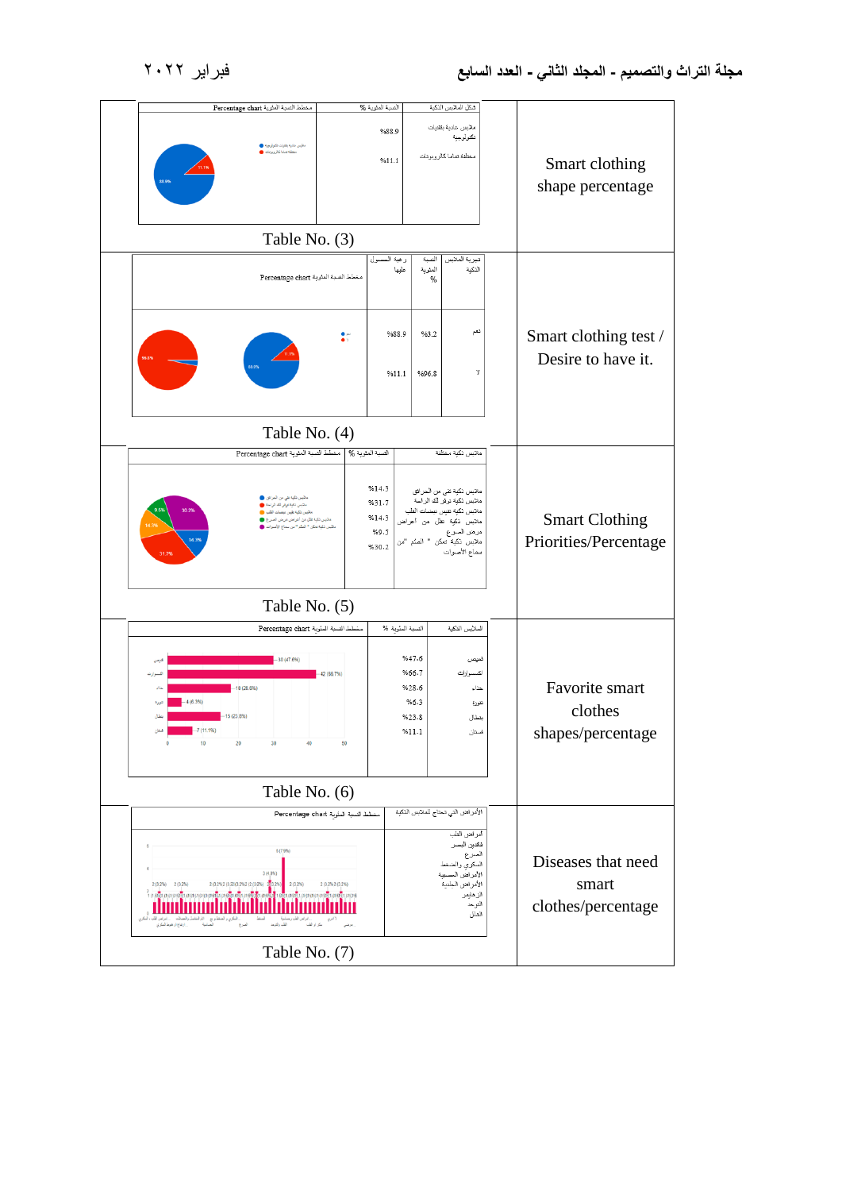| | |
|---|---|
| Smart clothing shape percentage | **Table No. (3)**<br>شكل الملابس الذكية: ملابس عادية بتقنيات تكنولوجية = %88.9 ؛ منطقة تماما كالروبوتات = %11.1<br>مخطط النسبة المئوية Percentage chart |
| Smart clothing test / Desire to have it. | **Table No. (4)**<br>تجربة الملابس الذكية: نعم = %3.2 (رغبة الحصول عليها %88.9) ؛ لا = %96.8 (رغبة الحصول عليها %11.1)<br>مخطط النسبة المئوية Percentage chart |
| Smart Clothing Priorities/Percentage | **Table No. (5)**<br>ملابس ذكية مختلفة: ملابس ذكية تغني عن المراوح %14.3 ؛ ملابس ذكية توفر لك الراحة %31.7 ؛ ملابس ذكية تقيس نبضات القلب %14.3 ؛ ملابس ذكية تقلل من اعراض مرض الصرع %9.5 ؛ ملابس ذكية تمكن " الصُم" من سماع الأصوات %30.2<br>مخطط النسبة المئوية Percentage chart |
| Favorite smart clothes shapes/percentage | **Table No. (6)**<br>الملابس الذكية: قميص %47.6 ؛ اكسسوارات %66.7 ؛ حذاء %28.6 ؛ تنورة %6.3 ؛ بنطلون %23.8 ؛ فستان %11.1<br>مخطط النسبة المئوية Percentage chart |
| Diseases that need smart clothes/percentage | **Table No. (7)**<br>الأمراض التي تحتاج للملابس الذكية: أمراض القلب ؛ تحليل السكر ؛ الصرع ؛ السكري والضغط ؛ الأمراض العصبية ؛ الأمراض الجلدية ؛ الزهايمر ؛ التوحد ؛ الشلل<br>مخطط النسبة المئوية Percentage chart |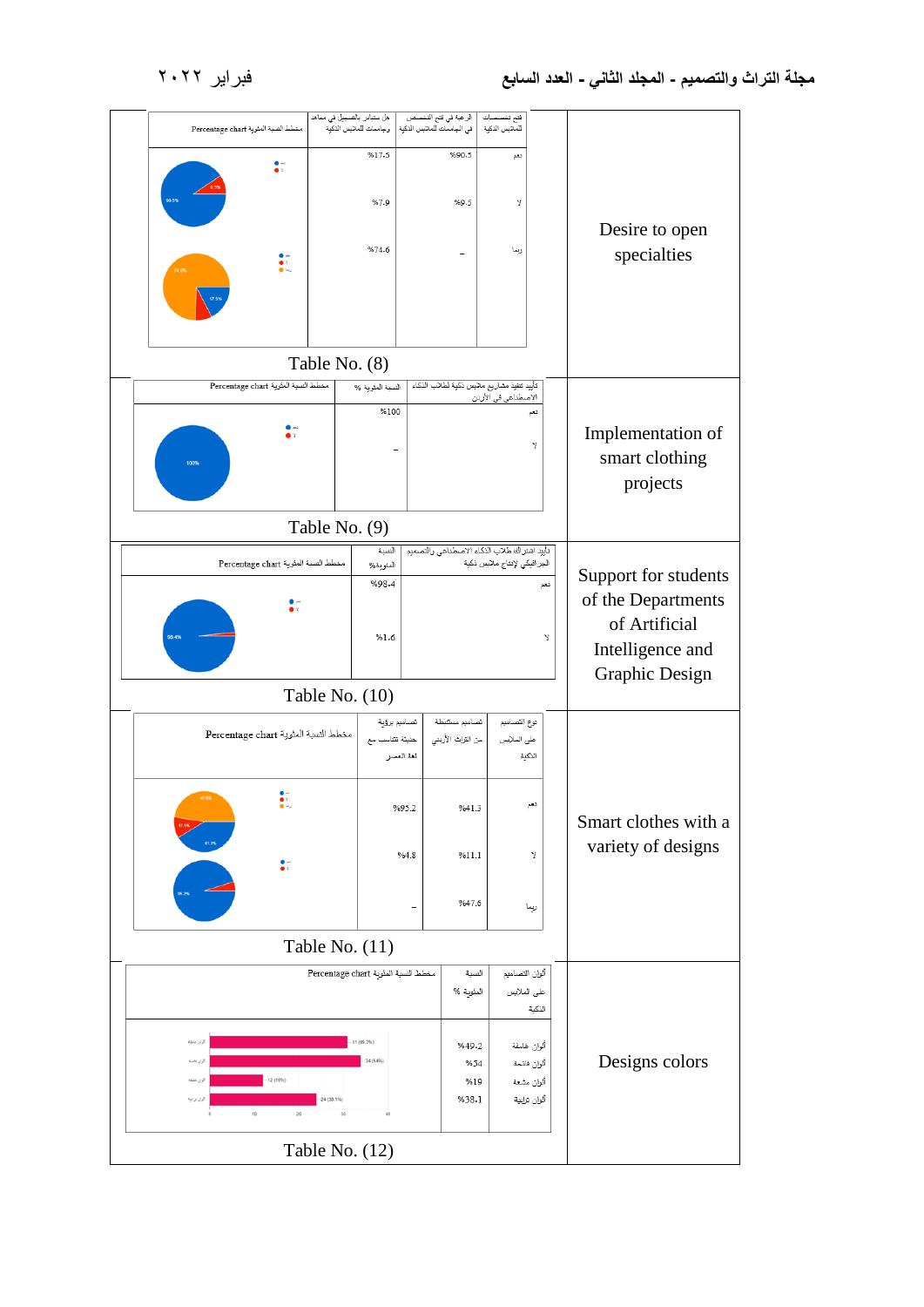| | Desire to open specialties |
|---|---|

| مخطط النسبة المئوية Percentage chart | هل ستبادر بالتسجيل في معاهد وجامعات للملابس الذكية | الرغبة في فتح التخصص في الجامعات للملابس الذكية | فتح تخصصات للملابس الذكية |
|---|---|---|---|
| | %17.5 | %90.5 | نعم |
| | %7.9 | %9.5 | لا |
| | %74.6 | – | ربما |

Table No. (8)

Implementation of smart clothing projects

| مخطط النسبة المئوية Percentage chart | النسبة المئوية % | تأييد تنفيذ مشاريع ملابس ذكية لطلاب الذكاء الاصطناعي في الأردن |
|---|---|---|
| | %100 | نعم |
| | – | لا |

Table No. (9)

Support for students of the Departments of Artificial Intelligence and Graphic Design

| مخطط النسبة المئوية Percentage chart | النسبة المئوية | تأييد اشتراك طلاب الذكاء الاصطناعي والتصميم الجرافيكي لإنتاج ملابس ذكية |
|---|---|---|
| | %98.4 | نعم |
| | %1.6 | لا |

Table No. (10)

Smart clothes with a variety of designs

| مخطط النسبة المئوية Percentage chart | تصاميم برؤية حديثة تتناسب مع لغة العصر | تصاميم مستنبطة من التراث الأردني | نوع التصاميم على الملابس الذكية |
|---|---|---|---|
| | %95.2 | %41.3 | نعم |
| | %4.8 | %11.1 | لا |
| | – | %47.6 | ربما |

Table No. (11)

Designs colors

| مخطط النسبة المئوية Percentage chart | النسبة المئوية % | ألوان التصاميم على الملابس الذكية |
|---|---|---|
| | %49.2 | ألوان غامقة |
| | %54 | ألوان فاتحة |
| | %19 | ألوان مشعة |
| | %38.1 | ألوان ترابية |

Table No. (12)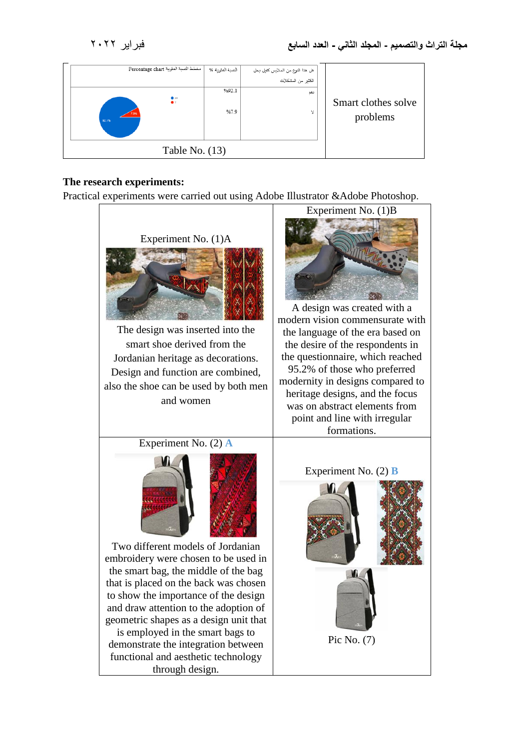| هل هذا النوع من الملابس كفيل بحل الكثير من المشكلات | النسبة المئوية % | مخطط النسبة المئوية Percentage chart | Smart clothes solve problems |
|---|---|---|---|
| نعم | %92.1 | | |
| لا | %7.9 | | |

Table No. (13)

**The research experiments:**

Practical experiments were carried out using Adobe Illustrator &Adobe Photoshop.

| Experiment No. (1)A | Experiment No. (1)B |
|---|---|
| The design was inserted into the smart shoe derived from the Jordanian heritage as decorations. Design and function are combined, also the shoe can be used by both men and women | A design was created with a modern vision commensurate with the language of the era based on the desire of the respondents in the questionnaire, which reached 95.2% of those who preferred modernity in designs compared to heritage designs, and the focus was on abstract elements from point and line with irregular formations. |
| Experiment No. (2) **A** | Experiment No. (2) **B** |
| Two different models of Jordanian embroidery were chosen to be used in the smart bag, the middle of the bag that is placed on the back was chosen to show the importance of the design and draw attention to the adoption of geometric shapes as a design unit that is employed in the smart bags to demonstrate the integration between functional and aesthetic technology through design. | Pic No. (7) |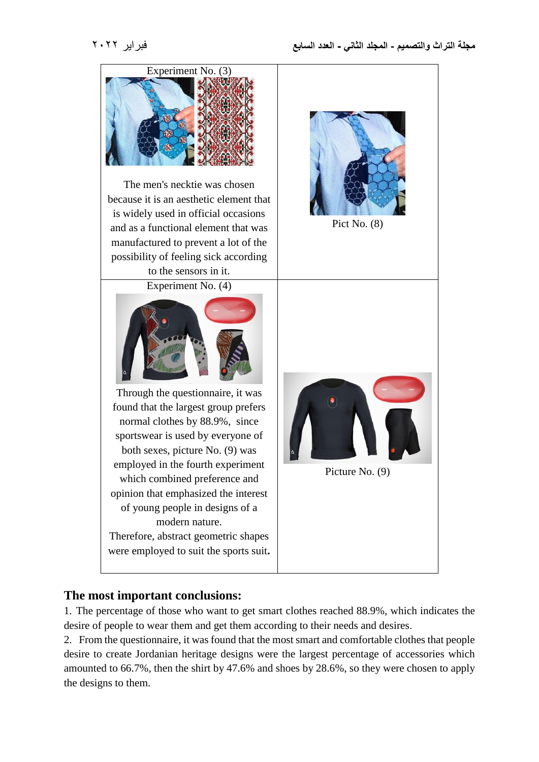| Experiment No. (3) | |
| --- | --- |
| The men's necktie was chosen because it is an aesthetic element that is widely used in official occasions and as a functional element that was manufactured to prevent a lot of the possibility of feeling sick according to the sensors in it. | Pict No. (8) |
| Experiment No. (4)<br>Through the questionnaire, it was found that the largest group prefers normal clothes by 88.9%, since sportswear is used by everyone of both sexes, picture No. (9) was employed in the fourth experiment which combined preference and opinion that emphasized the interest of young people in designs of a modern nature.<br>Therefore, abstract geometric shapes were employed to suit the sports suit**.** | Picture No. (9) |

## The most important conclusions:

1. The percentage of those who want to get smart clothes reached 88.9%, which indicates the desire of people to wear them and get them according to their needs and desires.
2. From the questionnaire, it was found that the most smart and comfortable clothes that people desire to create Jordanian heritage designs were the largest percentage of accessories which amounted to 66.7%, then the shirt by 47.6% and shoes by 28.6%, so they were chosen to apply the designs to them.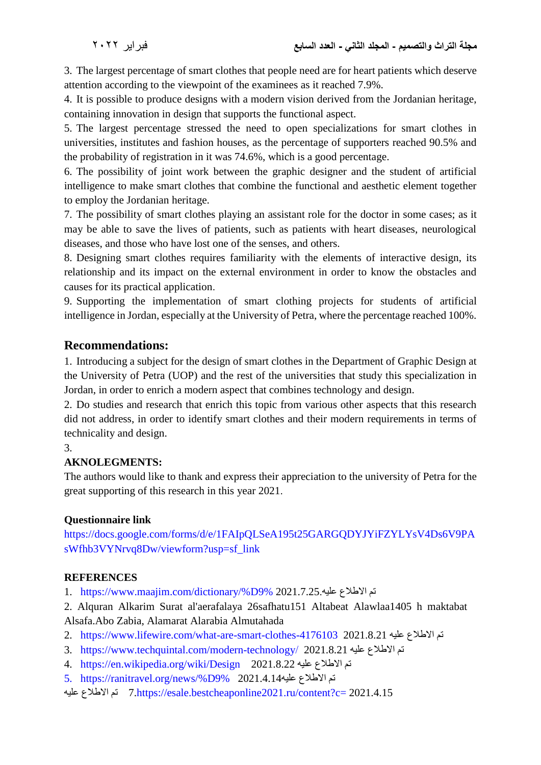3. The largest percentage of smart clothes that people need are for heart patients which deserve attention according to the viewpoint of the examinees as it reached 7.9%.

4. It is possible to produce designs with a modern vision derived from the Jordanian heritage, containing innovation in design that supports the functional aspect.

5. The largest percentage stressed the need to open specializations for smart clothes in universities, institutes and fashion houses, as the percentage of supporters reached 90.5% and the probability of registration in it was 74.6%, which is a good percentage.

6. The possibility of joint work between the graphic designer and the student of artificial intelligence to make smart clothes that combine the functional and aesthetic element together to employ the Jordanian heritage.

7. The possibility of smart clothes playing an assistant role for the doctor in some cases; as it may be able to save the lives of patients, such as patients with heart diseases, neurological diseases, and those who have lost one of the senses, and others.

8. Designing smart clothes requires familiarity with the elements of interactive design, its relationship and its impact on the external environment in order to know the obstacles and causes for its practical application.

9. Supporting the implementation of smart clothing projects for students of artificial intelligence in Jordan, especially at the University of Petra, where the percentage reached 100%.

## Recommendations:

1. Introducing a subject for the design of smart clothes in the Department of Graphic Design at the University of Petra (UOP) and the rest of the universities that study this specialization in Jordan, in order to enrich a modern aspect that combines technology and design.

2. Do studies and research that enrich this topic from various other aspects that this research did not address, in order to identify smart clothes and their modern requirements in terms of technicality and design.

3.

**AKNOLEGMENTS:**

The authors would like to thank and express their appreciation to the university of Petra for the great supporting of this research in this year 2021.

**Questionnaire link**

https://docs.google.com/forms/d/e/1FAIpQLSeA195t25GARGQDYJYiFZYLYsV4Ds6V9PAsWfhb3VYNrvq8Dw/viewform?usp=sf_link

**REFERENCES**

1. https://www.maajim.com/dictionary/%D9% تم الاطلاع عليه.2021.7.25

2. Alquran Alkarim Surat al'aerafalaya 26safhatu151 Altabeat Alawlaa1405 h maktabat Alsafa.Abo Zabia, Alamarat Alarabia Almutahada

2. https://www.lifewire.com/what-are-smart-clothes-4176103 تم الاطلاع عليه 2021.8.21

3. https://www.techquintal.com/modern-technology/ تم الاطلاع عليه 2021.8.21

4. https://en.wikipedia.org/wiki/Design تم الاطلاع عليه 2021.8.22

5. https://ranitravel.org/news/%D9% تم الاطلاع عليه2021.4.14

7.https://esale.bestcheaponline2021.ru/content?c= 2021.4.15 تم الاطلاع عليه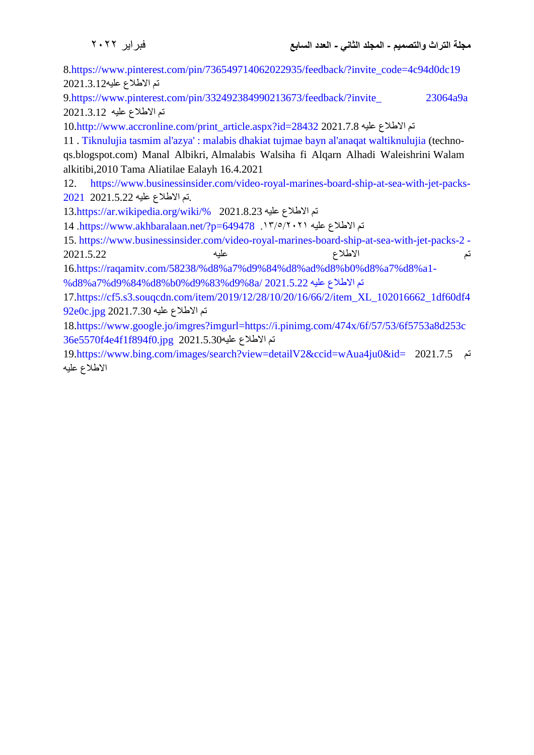8.https://www.pinterest.com/pin/736549714062022935/feedback/?invite_code=4c94d0dc19 تم الاطلاع عليه2021.3.12

9.https://www.pinterest.com/pin/332492384990213673/feedback/?invite_ 23064a9a تم الاطلاع عليه 2021.3.12

10.http://www.accronline.com/print_article.aspx?id=28432 تم الاطلاع عليه 2021.7.8

11 . Tiknulujia tasmim al'azya' : malabis dhakiat tujmae bayn al'anaqat waltiknulujia (techno-qs.blogspot.com) Manal Albikri, Almalabis Walsiha fi Alqarn Alhadi Waleishrini Walam alkitibi,2010 Tama Aliatilae Ealayh 16.4.2021

12. https://www.businessinsider.com/video-royal-marines-board-ship-at-sea-with-jet-packs-2021 تم الاطلاع عليه 2021.5.22.

13.https://ar.wikipedia.org/wiki/% تم الاطلاع عليه 2021.8.23

14 .https://www.akhbaralaan.net/?p=649478 تم الاطلاع عليه ١٣/٥/٢٠٢١.

15. https://www.businessinsider.com/video-royal-marines-board-ship-at-sea-with-jet-packs-2 - تم الاطلاع عليه 2021.5.22

16.https://raqamitv.com/58238/%d8%a7%d9%84%d8%ad%d8%b0%d8%a7%d8%a1-%d8%a7%d9%84%d8%b0%d9%83%d9%8a/ تم الاطلاع عليه 2021.5.22

17.https://cf5.s3.souqcdn.com/item/2019/12/28/10/20/16/66/2/item_XL_102016662_1df60df492e0c.jpg تم الاطلاع عليه 2021.7.30

18.https://www.google.jo/imgres?imgurl=https://i.pinimg.com/474x/6f/57/53/6f5753a8d253c36e5570f4e4f1f894f0.jpg تم الاطلاع عليه2021.5.30

19.https://www.bing.com/images/search?view=detailV2&ccid=wAua4ju0&id= تم الاطلاع عليه 2021.7.5